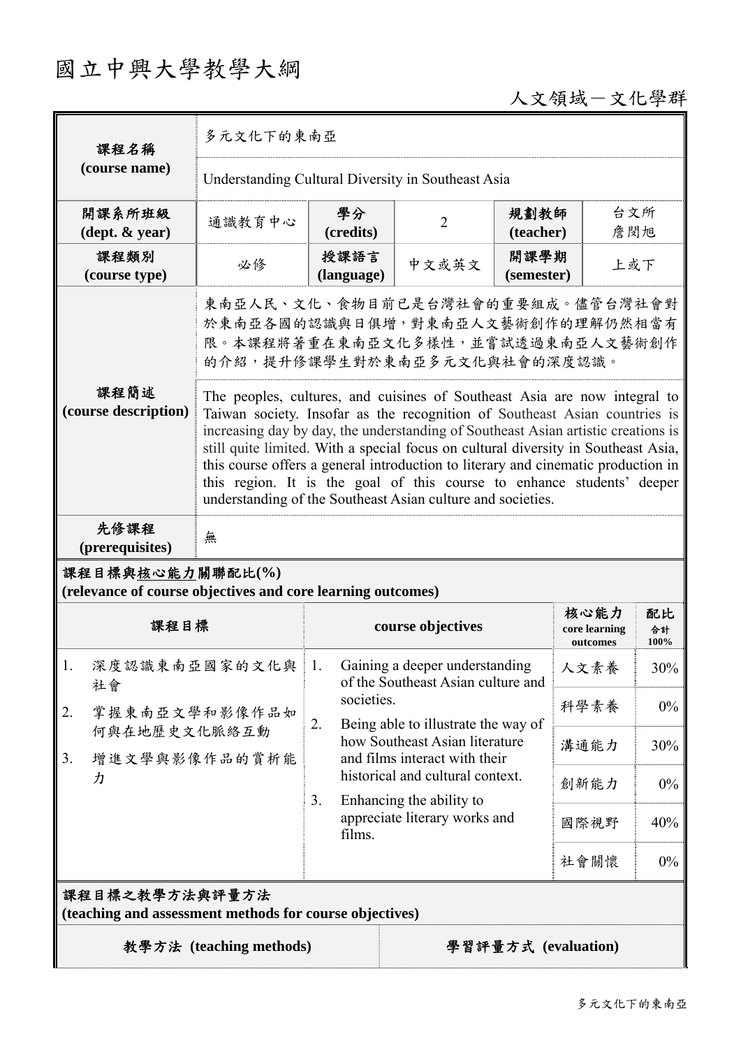# 國立中興大學教學大綱

人文領域－文化學群

| 課程名稱 (course name) | 多元文化下的東南亞 | | | | |
|---|---|---|---|---|---|
| | Understanding Cultural Diversity in Southeast Asia | | | | |
| 開課系所班級 (dept. & year) | 通識教育中心 | 學分 (credits) | 2 | 規劃教師 (teacher) | 台文所 詹閔旭 |
| 課程類別 (course type) | 必修 | 授課語言 (language) | 中文或英文 | 開課學期 (semester) | 上或下 |
| 課程簡述 (course description) | 東南亞人民、文化、食物目前已是台灣社會的重要組成。儘管台灣社會對於東南亞各國的認識與日俱增，對東南亞人文藝術創作的理解仍然相當有限。本課程將著重在東南亞文化多樣性，並嘗試透過東南亞人文藝術創作的介紹，提升修課學生對於東南亞多元文化與社會的深度認識。 | | | | |
| | The peoples, cultures, and cuisines of Southeast Asia are now integral to Taiwan society. Insofar as the recognition of Southeast Asian countries is increasing day by day, the understanding of Southeast Asian artistic creations is still quite limited. With a special focus on cultural diversity in Southeast Asia, this course offers a general introduction to literary and cinematic production in this region. It is the goal of this course to enhance students' deeper understanding of the Southeast Asian culture and societies. | | | | |
| 先修課程 (prerequisites) | 無 | | | | |

**課程目標與核心能力關聯配比(%)**
**(relevance of course objectives and core learning outcomes)**

| 課程目標 | course objectives | 核心能力 core learning outcomes | 配比 合計 100% |
|---|---|---|---|
| 1. 深度認識東南亞國家的文化與社會<br>2. 掌握東南亞文學和影像作品如何與在地歷史文化脈絡互動<br>3. 增進文學與影像作品的賞析能力 | 1. Gaining a deeper understanding of the Southeast Asian culture and societies.<br>2. Being able to illustrate the way of how Southeast Asian literature and films interact with their historical and cultural context.<br>3. Enhancing the ability to appreciate literary works and films. | 人文素養 | 30% |
| | | 科學素養 | 0% |
| | | 溝通能力 | 30% |
| | | 創新能力 | 0% |
| | | 國際視野 | 40% |
| | | 社會關懷 | 0% |

**課程目標之教學方法與評量方法**
**(teaching and assessment methods for course objectives)**

| 教學方法 (teaching methods) | 學習評量方式 (evaluation) |
|---|---|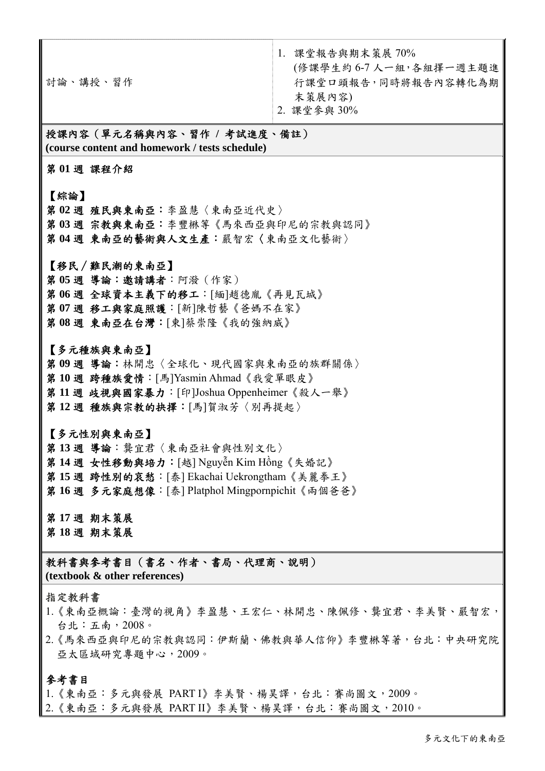| 討論、講授、習作 | 1. 課堂報告與期末策展 70%<br>(修課學生約 6-7 人一組，各組擇一週主題進行課堂口頭報告，同時將報告內容轉化為期末策展內容)<br>2. 課堂參與 30% |
|---|---|

**授課內容（單元名稱與內容、習作 / 考試進度、備註）**
**(course content and homework / tests schedule)**

**第 01 週 課程介紹**

**【綜論】**
**第 02 週 殖民與東南亞：**李盈慧〈東南亞近代史〉
**第 03 週 宗教與東南亞：**李豐楙等《馬來西亞與印尼的宗教與認同》
**第 04 週 東南亞的藝術與人文生產：**嚴智宏〈東南亞文化藝術〉

**【移民／難民潮的東南亞】**
**第 05 週 導論：邀請講者：**阿潑（作家）
**第 06 週 全球資本主義下的移工：**[緬]趙德胤《再見瓦城》
**第 07 週 移工與家庭照護：**[新]陳哲藝《爸媽不在家》
**第 08 週 東南亞在台灣：**[柬]蔡崇隆《我的強納威》

**【多元種族與東南亞】**
**第 09 週 導論：**林開忠〈全球化、現代國家與東南亞的族群關係〉
**第 10 週 跨種族愛情：**[馬]Yasmin Ahmad《我愛單眼皮》
**第 11 週 歧視與國家暴力：**[印]Joshua Oppenheimer《殺人一舉》
**第 12 週 種族與宗教的抉擇：**[馬]賀淑芳〈別再提起〉

**【多元性別與東南亞】**
**第 13 週 導論：**龔宜君〈東南亞社會與性別文化〉
**第 14 週 女性移動與培力：**[越] Nguyễn Kim Hồng《失婚記》
**第 15 週 跨性別的哀愁：**[泰] Ekachai Uekrongtham《美麗拳王》
**第 16 週 多元家庭想像：**[泰] Platphol Mingpornpichit《兩個爸爸》

**第 17 週 期末策展**
**第 18 週 期末策展**

**教科書與參考書目（書名、作者、書局、代理商、說明）**
**(textbook & other references)**

指定教科書
1.《東南亞概論：臺灣的視角》李盈慧、王宏仁、林開忠、陳佩修、龔宜君、李美賢、嚴智宏，台北：五南，2008。
2.《馬來西亞與印尼的宗教與認同：伊斯蘭、佛教與華人信仰》李豐楙等著，台北：中央研究院亞太區域研究專題中心，2009。

**參考書目**
1.《東南亞：多元與發展 PART I》李美賢、楊昊譯，台北：賽尚圖文，2009。
2.《東南亞：多元與發展 PART II》李美賢、楊昊譯，台北：賽尚圖文，2010。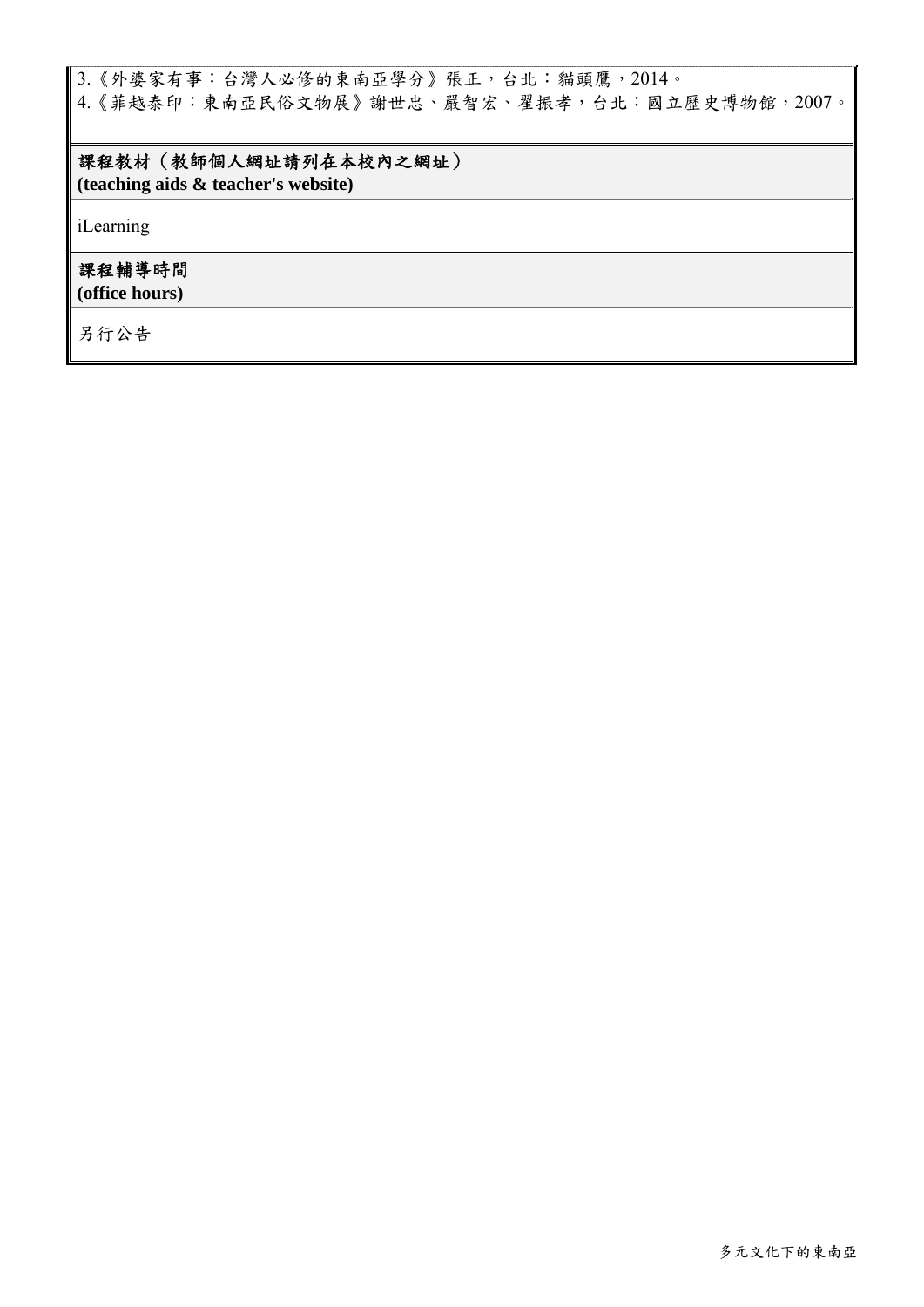3.《外婆家有事：台灣人必修的東南亞學分》張正，台北：貓頭鷹，2014。
4.《菲越泰印：東南亞民俗文物展》謝世忠、嚴智宏、翟振孝，台北：國立歷史博物館，2007。

**課程教材（教師個人網址請列在本校內之網址）**
**(teaching aids & teacher's website)**

iLearning

**課程輔導時間**
**(office hours)**

另行公告